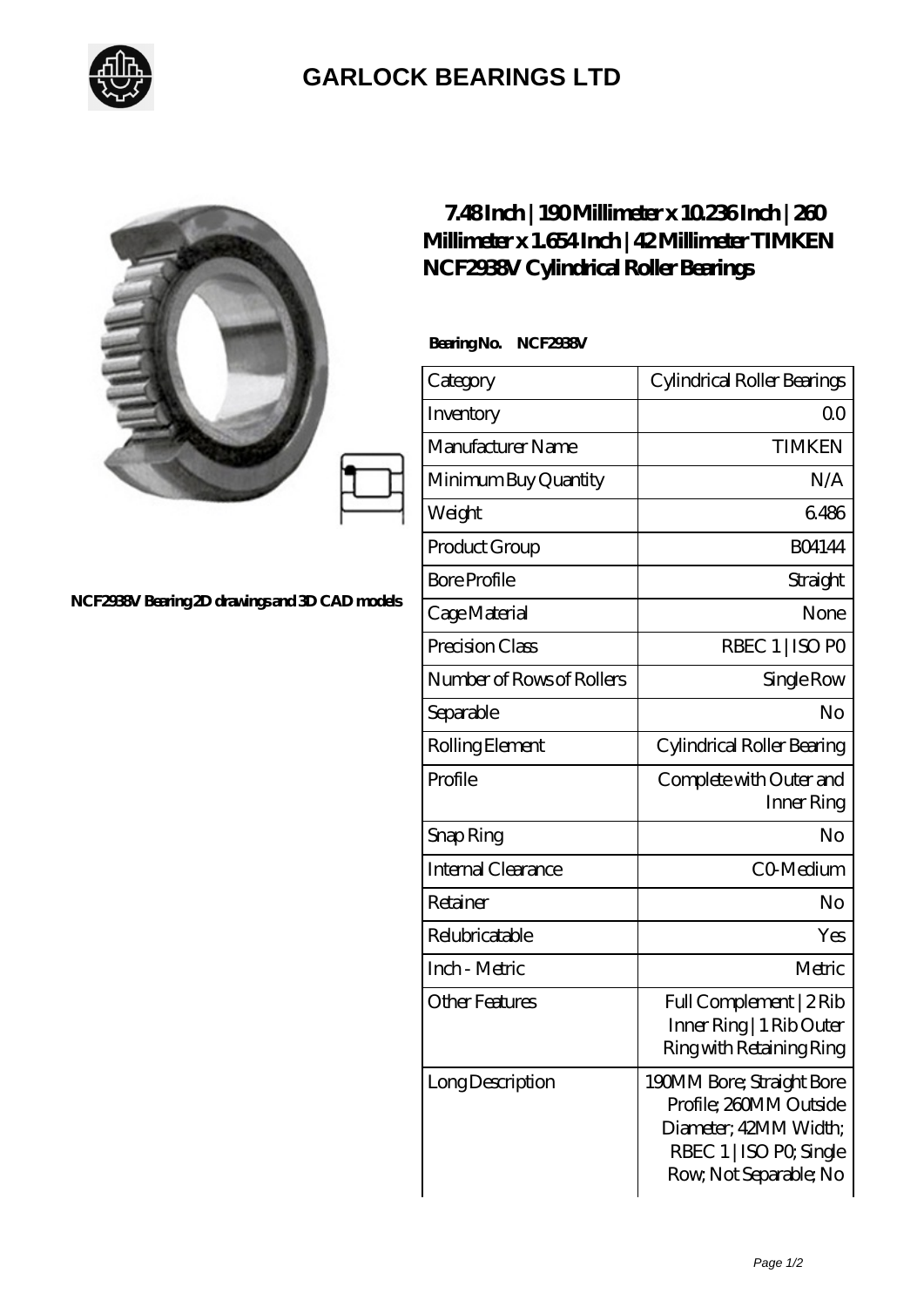# GARLOCK BEARINGS LTD

NCF2938V Bearing 2D drawings and 3D CAD models

## 7.48 Inch | 190 Millimeter x 10.236 Inch | 260 Millimeter x 1.654 Inch | 42 Millimeter TIMKEN NCF2938V Cylindrical Roller Bearings

**Bearing No. NCF2938V**

| Category | Cylindrical Roller Bearings |
|---|---|
| Inventory | 0.0 |
| Manufacturer Name | TIMKEN |
| Minimum Buy Quantity | N/A |
| Weight | 6.486 |
| Product Group | B04144 |
| Bore Profile | Straight |
| Cage Material | None |
| Precision Class | RBEC 1 \| ISO P0 |
| Number of Rows of Rollers | Single Row |
| Separable | No |
| Rolling Element | Cylindrical Roller Bearing |
| Profile | Complete with Outer and Inner Ring |
| Snap Ring | No |
| Internal Clearance | C0-Medium |
| Retainer | No |
| Relubricatable | Yes |
| Inch - Metric | Metric |
| Other Features | Full Complement \| 2 Rib Inner Ring \| 1 Rib Outer Ring with Retaining Ring |
| Long Description | 190MM Bore; Straight Bore Profile; 260MM Outside Diameter; 42MM Width; RBEC 1 \| ISO P0; Single Row; Not Separable; No |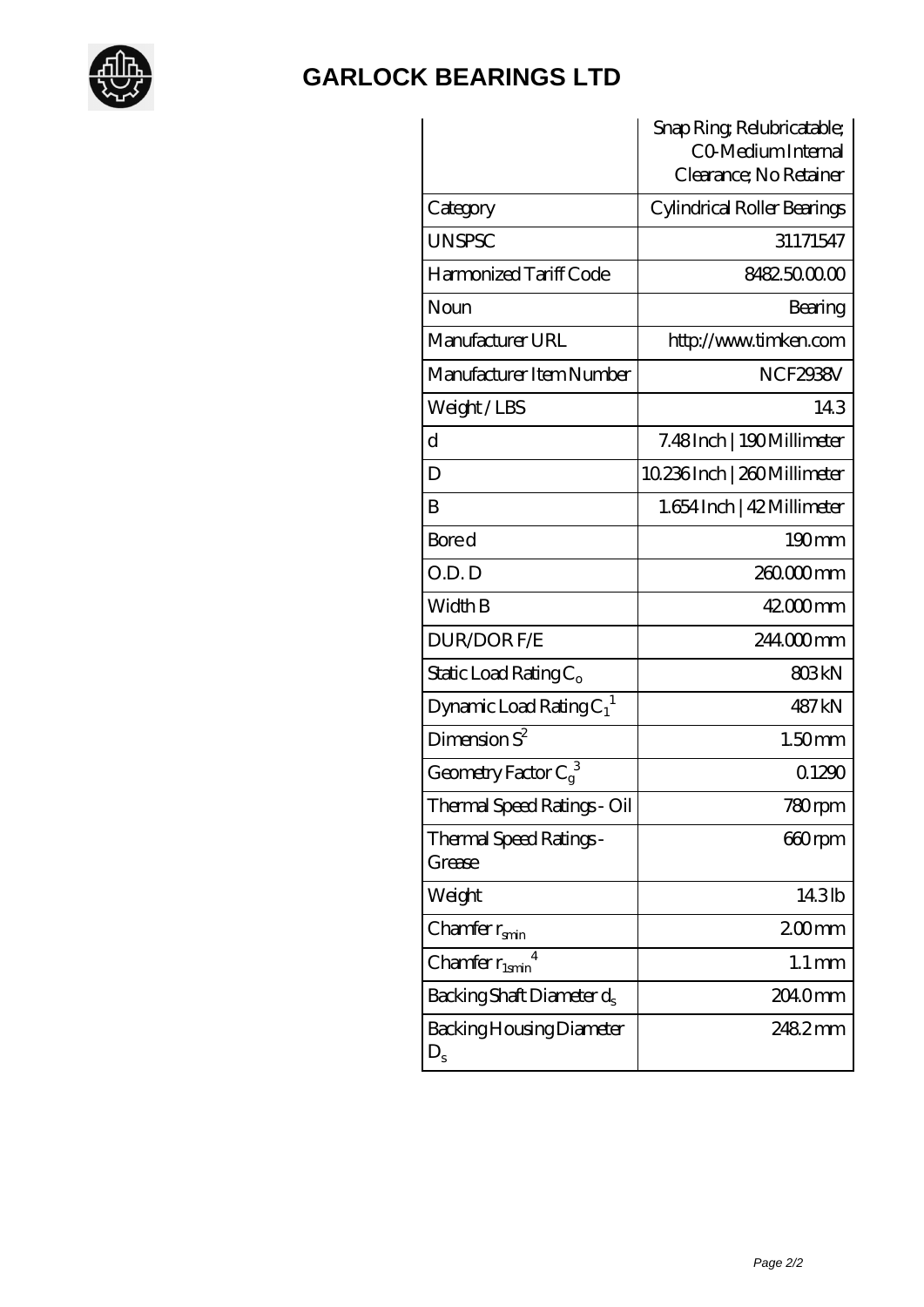# GARLOCK BEARINGS LTD

| | |
|---|---|
| | Snap Ring; Relubricatable; C0-Medium Internal Clearance; No Retainer |
| Category | Cylindrical Roller Bearings |
| UNSPSC | 31171547 |
| Harmonized Tariff Code | 8482.50.00.00 |
| Noun | Bearing |
| Manufacturer URL | http://www.timken.com |
| Manufacturer Item Number | NCF2938V |
| Weight / LBS | 14.3 |
| d | 7.48 Inch \| 190 Millimeter |
| D | 10.236 Inch \| 260 Millimeter |
| B | 1.654 Inch \| 42 Millimeter |
| Bore d | 190 mm |
| O.D. D | 260.000 mm |
| Width B | 42.000 mm |
| DUR/DOR F/E | 244.000 mm |
| Static Load Rating $C_o$ | 803 kN |
| Dynamic Load Rating $C_1$[1] | 487 kN |
| Dimension S[2] | 1.50 mm |
| Geometry Factor $C_g$[3] | 0.1290 |
| Thermal Speed Ratings - Oil | 780 rpm |
| Thermal Speed Ratings - Grease | 660 rpm |
| Weight | 14.3 lb |
| Chamfer $r_{smin}$ | 2.00 mm |
| Chamfer $r_{1smin}$[4] | 1.1 mm |
| Backing Shaft Diameter $d_s$ | 204.0 mm |
| Backing Housing Diameter $D_s$ | 248.2 mm |